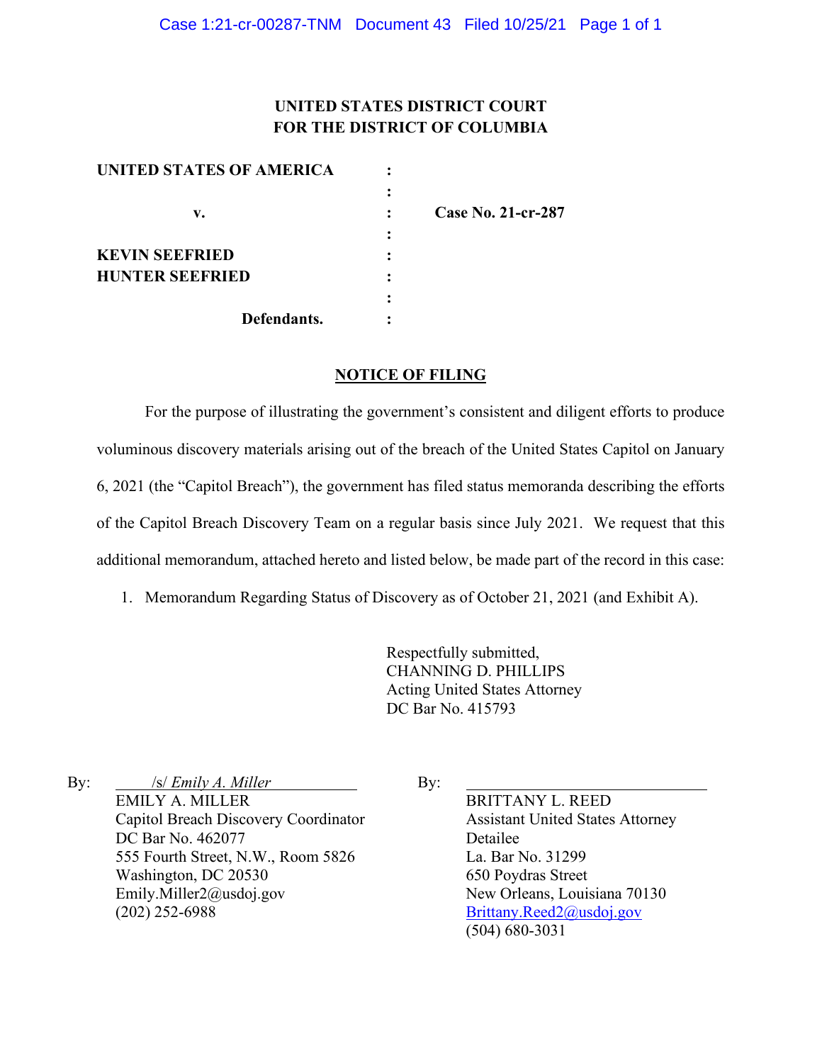**UNITED STATES DISTRICT COURT**
**FOR THE DISTRICT OF COLUMBIA**

| | | |
|---|---|---|
| **UNITED STATES OF AMERICA** | : | |
| | : | |
| **v.** | : | **Case No. 21-cr-287** |
| | : | |
| **KEVIN SEEFRIED** | : | |
| **HUNTER SEEFRIED** | : | |
| | : | |
| **Defendants.** | : | |

## NOTICE OF FILING

For the purpose of illustrating the government's consistent and diligent efforts to produce voluminous discovery materials arising out of the breach of the United States Capitol on January 6, 2021 (the "Capitol Breach"), the government has filed status memoranda describing the efforts of the Capitol Breach Discovery Team on a regular basis since July 2021. We request that this additional memorandum, attached hereto and listed below, be made part of the record in this case:

1. Memorandum Regarding Status of Discovery as of October 21, 2021 (and Exhibit A).

Respectfully submitted,
CHANNING D. PHILLIPS
Acting United States Attorney
DC Bar No. 415793

By: /s/ *Emily A. Miller*
EMILY A. MILLER
Capitol Breach Discovery Coordinator
DC Bar No. 462077
555 Fourth Street, N.W., Room 5826
Washington, DC 20530
Emily.Miller2@usdoj.gov
(202) 252-6988

By: ______________________
BRITTANY L. REED
Assistant United States Attorney
Detailee
La. Bar No. 31299
650 Poydras Street
New Orleans, Louisiana 70130
Brittany.Reed2@usdoj.gov
(504) 680-3031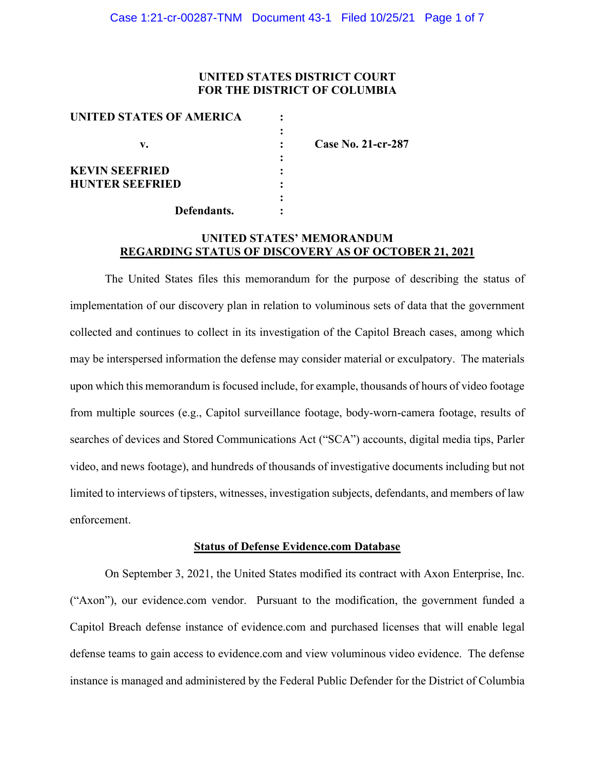**UNITED STATES DISTRICT COURT**
**FOR THE DISTRICT OF COLUMBIA**

| | | |
|---|---|---|
| **UNITED STATES OF AMERICA** | : | |
| | : | |
| **v.** | : | **Case No. 21-cr-287** |
| | : | |
| **KEVIN SEEFRIED** | : | |
| **HUNTER SEEFRIED** | : | |
| | : | |
| **Defendants.** | : | |

**UNITED STATES' MEMORANDUM**
**REGARDING STATUS OF DISCOVERY AS OF OCTOBER 21, 2021**

The United States files this memorandum for the purpose of describing the status of implementation of our discovery plan in relation to voluminous sets of data that the government collected and continues to collect in its investigation of the Capitol Breach cases, among which may be interspersed information the defense may consider material or exculpatory. The materials upon which this memorandum is focused include, for example, thousands of hours of video footage from multiple sources (e.g., Capitol surveillance footage, body-worn-camera footage, results of searches of devices and Stored Communications Act ("SCA") accounts, digital media tips, Parler video, and news footage), and hundreds of thousands of investigative documents including but not limited to interviews of tipsters, witnesses, investigation subjects, defendants, and members of law enforcement.

**Status of Defense Evidence.com Database**

On September 3, 2021, the United States modified its contract with Axon Enterprise, Inc. ("Axon"), our evidence.com vendor. Pursuant to the modification, the government funded a Capitol Breach defense instance of evidence.com and purchased licenses that will enable legal defense teams to gain access to evidence.com and view voluminous video evidence. The defense instance is managed and administered by the Federal Public Defender for the District of Columbia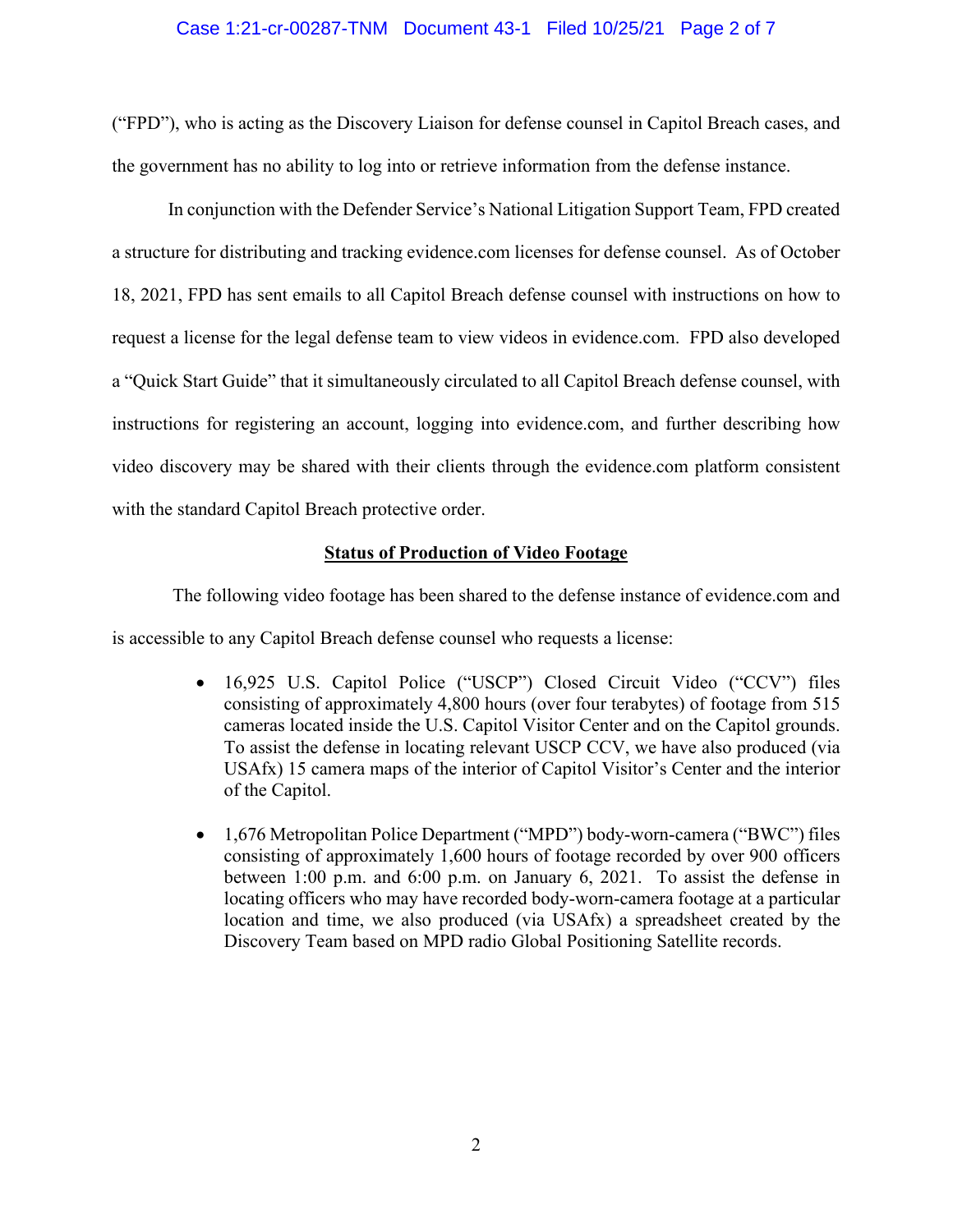("FPD"), who is acting as the Discovery Liaison for defense counsel in Capitol Breach cases, and the government has no ability to log into or retrieve information from the defense instance.

In conjunction with the Defender Service's National Litigation Support Team, FPD created a structure for distributing and tracking evidence.com licenses for defense counsel. As of October 18, 2021, FPD has sent emails to all Capitol Breach defense counsel with instructions on how to request a license for the legal defense team to view videos in evidence.com. FPD also developed a "Quick Start Guide" that it simultaneously circulated to all Capitol Breach defense counsel, with instructions for registering an account, logging into evidence.com, and further describing how video discovery may be shared with their clients through the evidence.com platform consistent with the standard Capitol Breach protective order.

**Status of Production of Video Footage**

The following video footage has been shared to the defense instance of evidence.com and is accessible to any Capitol Breach defense counsel who requests a license:

- 16,925 U.S. Capitol Police ("USCP") Closed Circuit Video ("CCV") files consisting of approximately 4,800 hours (over four terabytes) of footage from 515 cameras located inside the U.S. Capitol Visitor Center and on the Capitol grounds. To assist the defense in locating relevant USCP CCV, we have also produced (via USAfx) 15 camera maps of the interior of Capitol Visitor's Center and the interior of the Capitol.

- 1,676 Metropolitan Police Department ("MPD") body-worn-camera ("BWC") files consisting of approximately 1,600 hours of footage recorded by over 900 officers between 1:00 p.m. and 6:00 p.m. on January 6, 2021. To assist the defense in locating officers who may have recorded body-worn-camera footage at a particular location and time, we also produced (via USAfx) a spreadsheet created by the Discovery Team based on MPD radio Global Positioning Satellite records.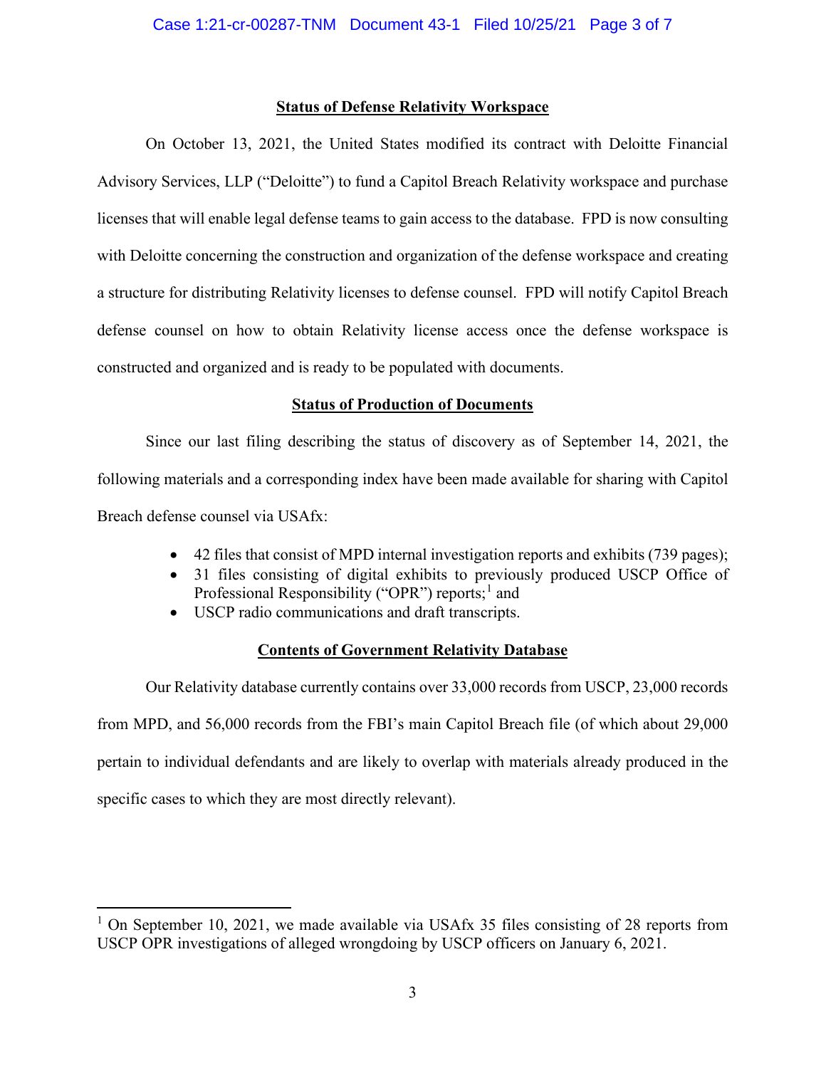**Status of Defense Relativity Workspace**

On October 13, 2021, the United States modified its contract with Deloitte Financial Advisory Services, LLP ("Deloitte") to fund a Capitol Breach Relativity workspace and purchase licenses that will enable legal defense teams to gain access to the database. FPD is now consulting with Deloitte concerning the construction and organization of the defense workspace and creating a structure for distributing Relativity licenses to defense counsel. FPD will notify Capitol Breach defense counsel on how to obtain Relativity license access once the defense workspace is constructed and organized and is ready to be populated with documents.

**Status of Production of Documents**

Since our last filing describing the status of discovery as of September 14, 2021, the following materials and a corresponding index have been made available for sharing with Capitol Breach defense counsel via USAfx:

- 42 files that consist of MPD internal investigation reports and exhibits (739 pages);
- 31 files consisting of digital exhibits to previously produced USCP Office of Professional Responsibility ("OPR") reports;[1] and
- USCP radio communications and draft transcripts.

**Contents of Government Relativity Database**

Our Relativity database currently contains over 33,000 records from USCP, 23,000 records from MPD, and 56,000 records from the FBI's main Capitol Breach file (of which about 29,000 pertain to individual defendants and are likely to overlap with materials already produced in the specific cases to which they are most directly relevant).

[1] On September 10, 2021, we made available via USAfx 35 files consisting of 28 reports from USCP OPR investigations of alleged wrongdoing by USCP officers on January 6, 2021.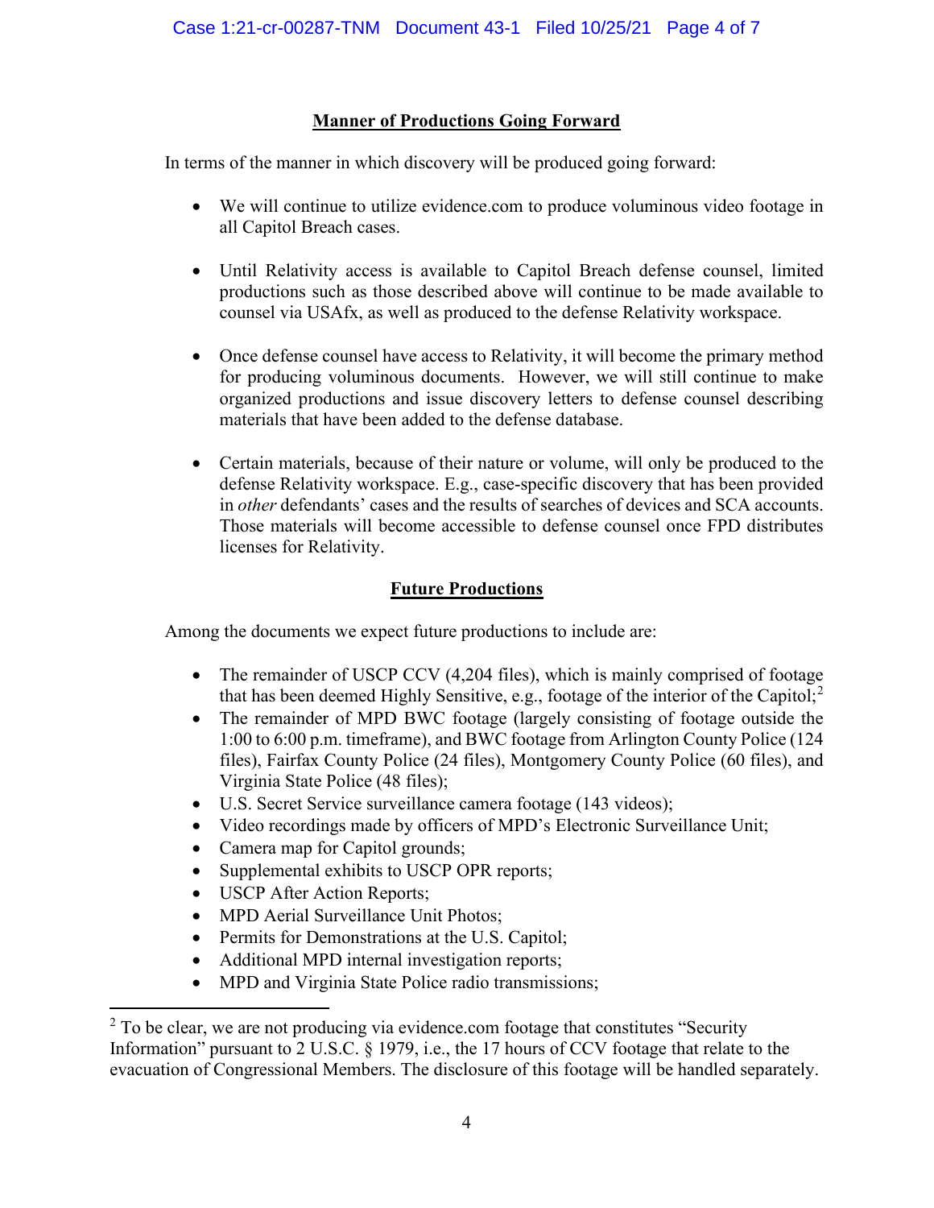## Manner of Productions Going Forward

In terms of the manner in which discovery will be produced going forward:

- We will continue to utilize evidence.com to produce voluminous video footage in all Capitol Breach cases.

- Until Relativity access is available to Capitol Breach defense counsel, limited productions such as those described above will continue to be made available to counsel via USAfx, as well as produced to the defense Relativity workspace.

- Once defense counsel have access to Relativity, it will become the primary method for producing voluminous documents. However, we will still continue to make organized productions and issue discovery letters to defense counsel describing materials that have been added to the defense database.

- Certain materials, because of their nature or volume, will only be produced to the defense Relativity workspace. E.g., case-specific discovery that has been provided in *other* defendants' cases and the results of searches of devices and SCA accounts. Those materials will become accessible to defense counsel once FPD distributes licenses for Relativity.

## Future Productions

Among the documents we expect future productions to include are:

- The remainder of USCP CCV (4,204 files), which is mainly comprised of footage that has been deemed Highly Sensitive, e.g., footage of the interior of the Capitol;[2]
- The remainder of MPD BWC footage (largely consisting of footage outside the 1:00 to 6:00 p.m. timeframe), and BWC footage from Arlington County Police (124 files), Fairfax County Police (24 files), Montgomery County Police (60 files), and Virginia State Police (48 files);
- U.S. Secret Service surveillance camera footage (143 videos);
- Video recordings made by officers of MPD's Electronic Surveillance Unit;
- Camera map for Capitol grounds;
- Supplemental exhibits to USCP OPR reports;
- USCP After Action Reports;
- MPD Aerial Surveillance Unit Photos;
- Permits for Demonstrations at the U.S. Capitol;
- Additional MPD internal investigation reports;
- MPD and Virginia State Police radio transmissions;

[2] To be clear, we are not producing via evidence.com footage that constitutes "Security Information" pursuant to 2 U.S.C. § 1979, i.e., the 17 hours of CCV footage that relate to the evacuation of Congressional Members. The disclosure of this footage will be handled separately.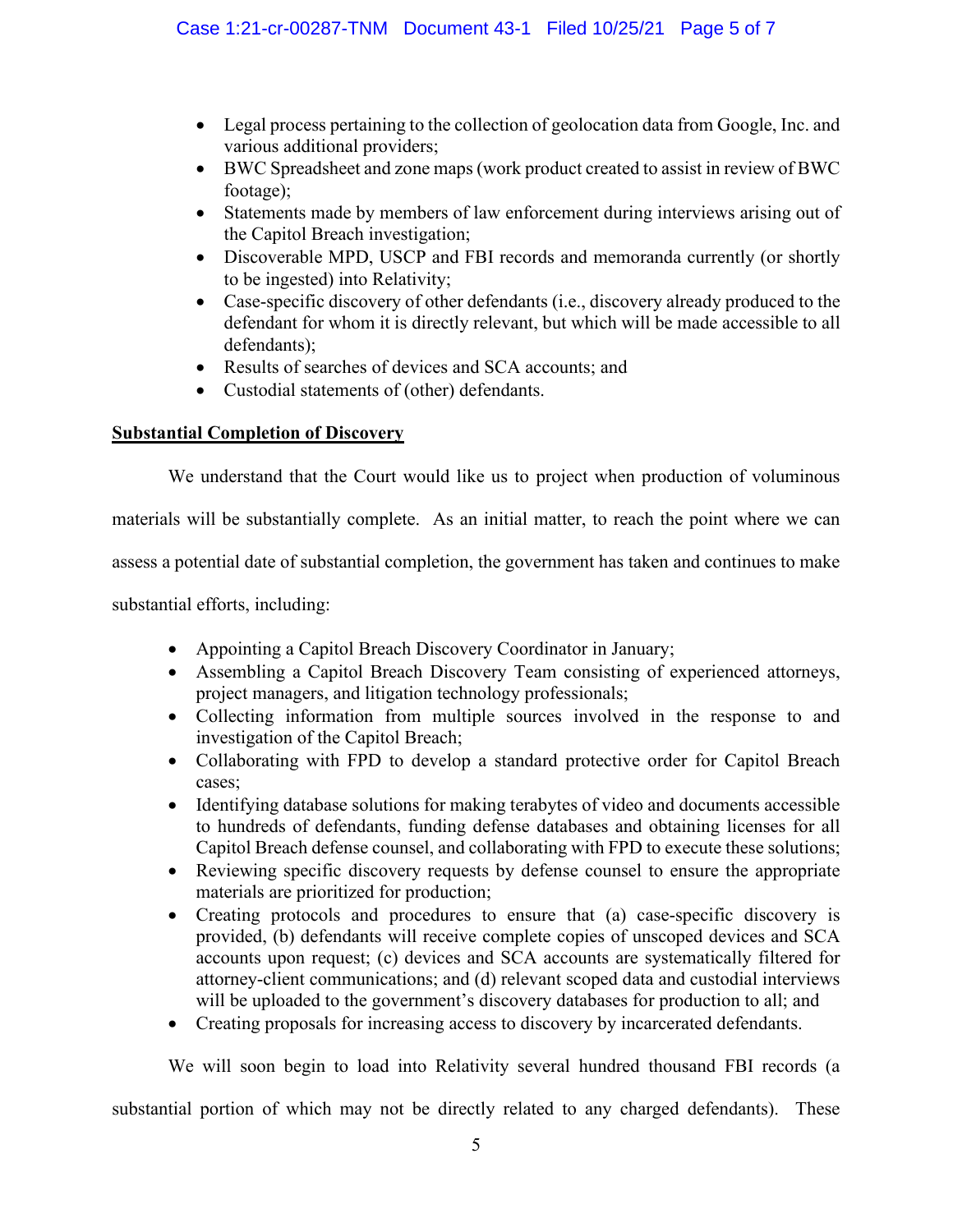- Legal process pertaining to the collection of geolocation data from Google, Inc. and various additional providers;
- BWC Spreadsheet and zone maps (work product created to assist in review of BWC footage);
- Statements made by members of law enforcement during interviews arising out of the Capitol Breach investigation;
- Discoverable MPD, USCP and FBI records and memoranda currently (or shortly to be ingested) into Relativity;
- Case-specific discovery of other defendants (i.e., discovery already produced to the defendant for whom it is directly relevant, but which will be made accessible to all defendants);
- Results of searches of devices and SCA accounts; and
- Custodial statements of (other) defendants.

**Substantial Completion of Discovery**

We understand that the Court would like us to project when production of voluminous materials will be substantially complete. As an initial matter, to reach the point where we can assess a potential date of substantial completion, the government has taken and continues to make substantial efforts, including:

- Appointing a Capitol Breach Discovery Coordinator in January;
- Assembling a Capitol Breach Discovery Team consisting of experienced attorneys, project managers, and litigation technology professionals;
- Collecting information from multiple sources involved in the response to and investigation of the Capitol Breach;
- Collaborating with FPD to develop a standard protective order for Capitol Breach cases;
- Identifying database solutions for making terabytes of video and documents accessible to hundreds of defendants, funding defense databases and obtaining licenses for all Capitol Breach defense counsel, and collaborating with FPD to execute these solutions;
- Reviewing specific discovery requests by defense counsel to ensure the appropriate materials are prioritized for production;
- Creating protocols and procedures to ensure that (a) case-specific discovery is provided, (b) defendants will receive complete copies of unscoped devices and SCA accounts upon request; (c) devices and SCA accounts are systematically filtered for attorney-client communications; and (d) relevant scoped data and custodial interviews will be uploaded to the government's discovery databases for production to all; and
- Creating proposals for increasing access to discovery by incarcerated defendants.

We will soon begin to load into Relativity several hundred thousand FBI records (a substantial portion of which may not be directly related to any charged defendants). These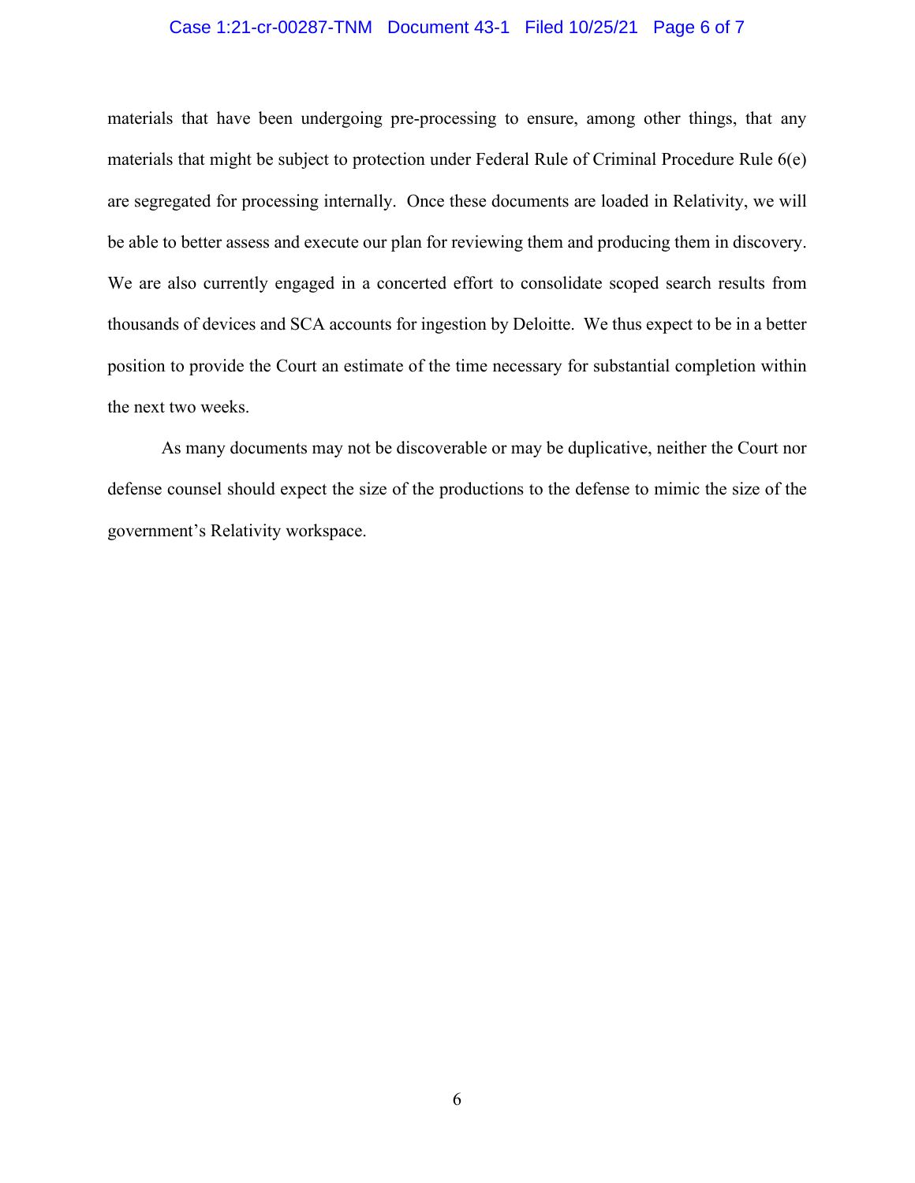materials that have been undergoing pre-processing to ensure, among other things, that any materials that might be subject to protection under Federal Rule of Criminal Procedure Rule 6(e) are segregated for processing internally. Once these documents are loaded in Relativity, we will be able to better assess and execute our plan for reviewing them and producing them in discovery. We are also currently engaged in a concerted effort to consolidate scoped search results from thousands of devices and SCA accounts for ingestion by Deloitte. We thus expect to be in a better position to provide the Court an estimate of the time necessary for substantial completion within the next two weeks.

As many documents may not be discoverable or may be duplicative, neither the Court nor defense counsel should expect the size of the productions to the defense to mimic the size of the government's Relativity workspace.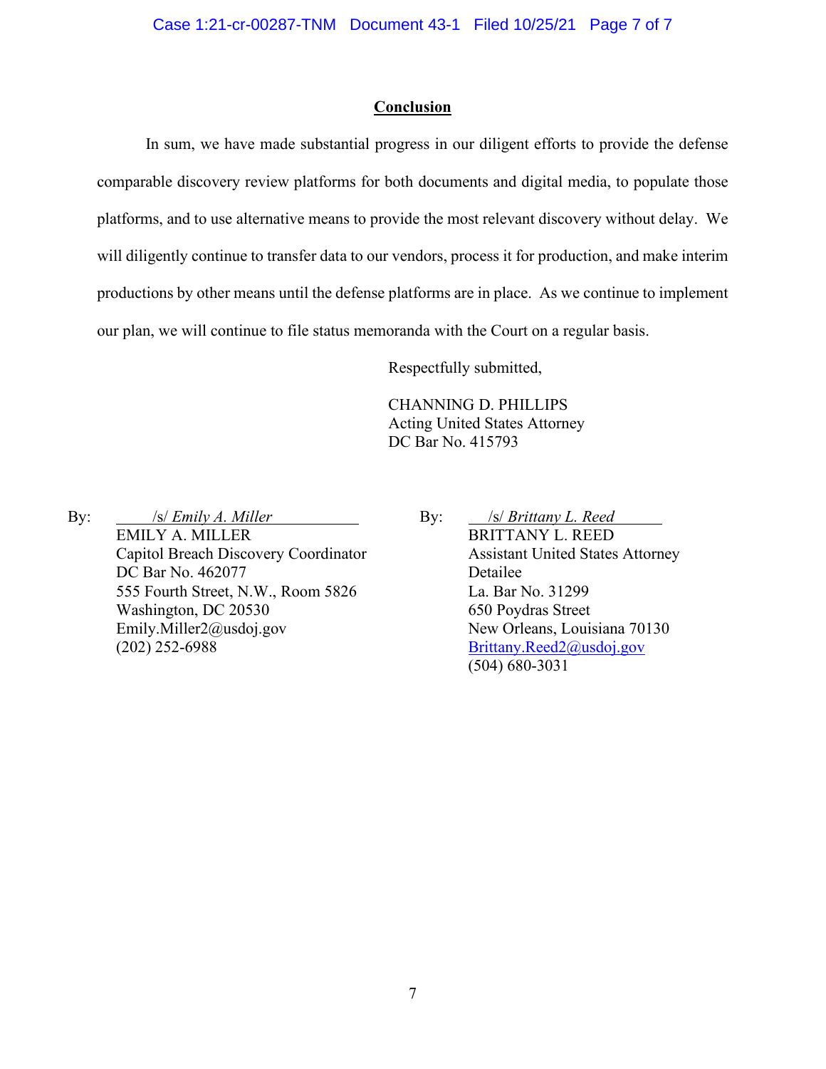## Conclusion

In sum, we have made substantial progress in our diligent efforts to provide the defense comparable discovery review platforms for both documents and digital media, to populate those platforms, and to use alternative means to provide the most relevant discovery without delay. We will diligently continue to transfer data to our vendors, process it for production, and make interim productions by other means until the defense platforms are in place. As we continue to implement our plan, we will continue to file status memoranda with the Court on a regular basis.

Respectfully submitted,

CHANNING D. PHILLIPS
Acting United States Attorney
DC Bar No. 415793

By: /s/ *Emily A. Miller*
EMILY A. MILLER
Capitol Breach Discovery Coordinator
DC Bar No. 462077
555 Fourth Street, N.W., Room 5826
Washington, DC 20530
Emily.Miller2@usdoj.gov
(202) 252-6988

By: /s/ *Brittany L. Reed*
BRITTANY L. REED
Assistant United States Attorney
Detailee
La. Bar No. 31299
650 Poydras Street
New Orleans, Louisiana 70130
Brittany.Reed2@usdoj.gov
(504) 680-3031